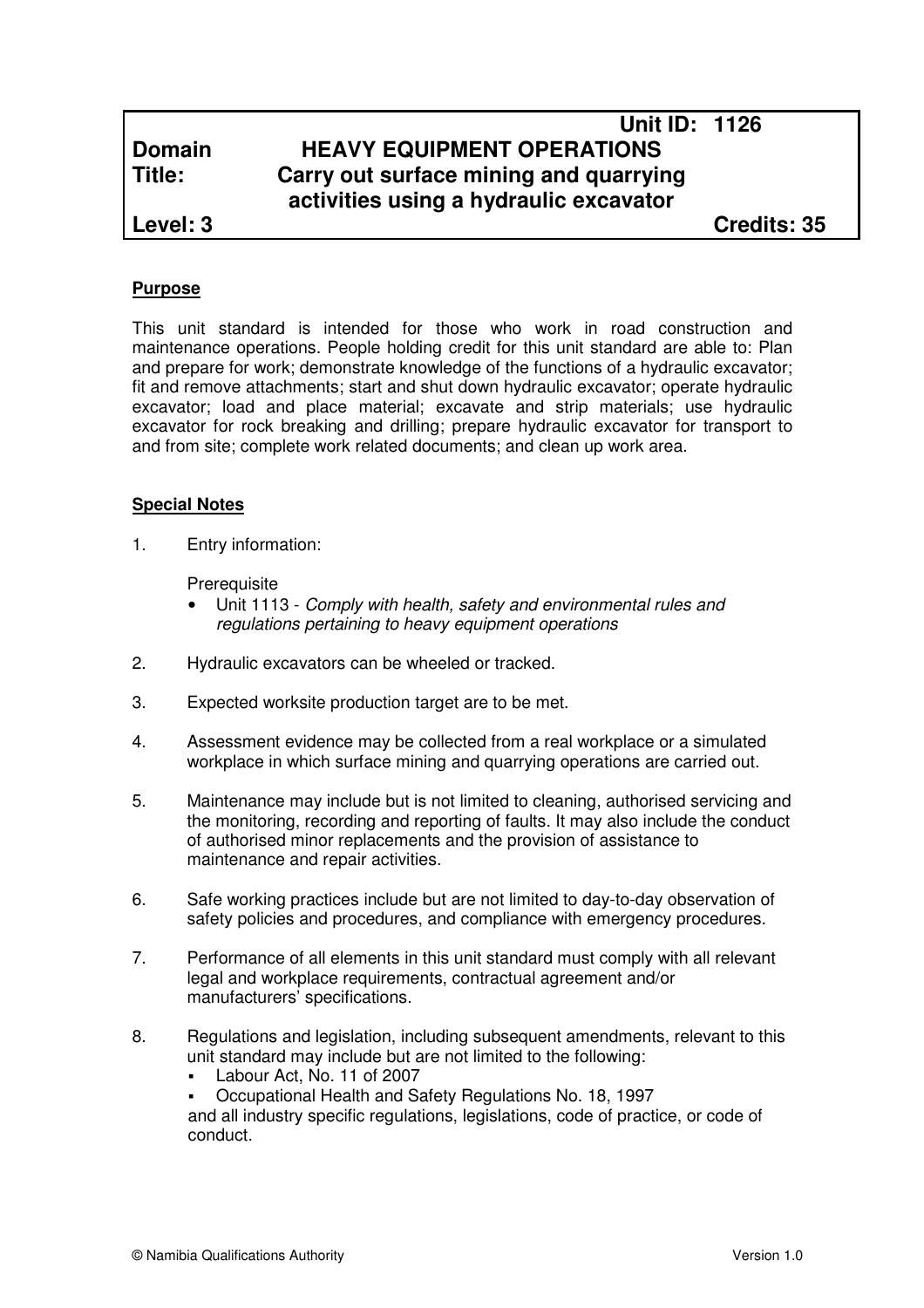| | Unit ID: 1126 | |
|---|---|---|
| **Domain** | **HEAVY EQUIPMENT OPERATIONS** | |
| **Title:** | **Carry out surface mining and quarrying activities using a hydraulic excavator** | |
| **Level: 3** | | **Credits: 35** |

## Purpose

This unit standard is intended for those who work in road construction and maintenance operations. People holding credit for this unit standard are able to: Plan and prepare for work; demonstrate knowledge of the functions of a hydraulic excavator; fit and remove attachments; start and shut down hydraulic excavator; operate hydraulic excavator; load and place material; excavate and strip materials; use hydraulic excavator for rock breaking and drilling; prepare hydraulic excavator for transport to and from site; complete work related documents; and clean up work area.

## Special Notes

1. Entry information:

   Prerequisite
   - Unit 1113 - *Comply with health, safety and environmental rules and regulations pertaining to heavy equipment operations*

2. Hydraulic excavators can be wheeled or tracked.

3. Expected worksite production target are to be met.

4. Assessment evidence may be collected from a real workplace or a simulated workplace in which surface mining and quarrying operations are carried out.

5. Maintenance may include but is not limited to cleaning, authorised servicing and the monitoring, recording and reporting of faults. It may also include the conduct of authorised minor replacements and the provision of assistance to maintenance and repair activities.

6. Safe working practices include but are not limited to day-to-day observation of safety policies and procedures, and compliance with emergency procedures.

7. Performance of all elements in this unit standard must comply with all relevant legal and workplace requirements, contractual agreement and/or manufacturers' specifications.

8. Regulations and legislation, including subsequent amendments, relevant to this unit standard may include but are not limited to the following:
   - Labour Act, No. 11 of 2007
   - Occupational Health and Safety Regulations No. 18, 1997

   and all industry specific regulations, legislations, code of practice, or code of conduct.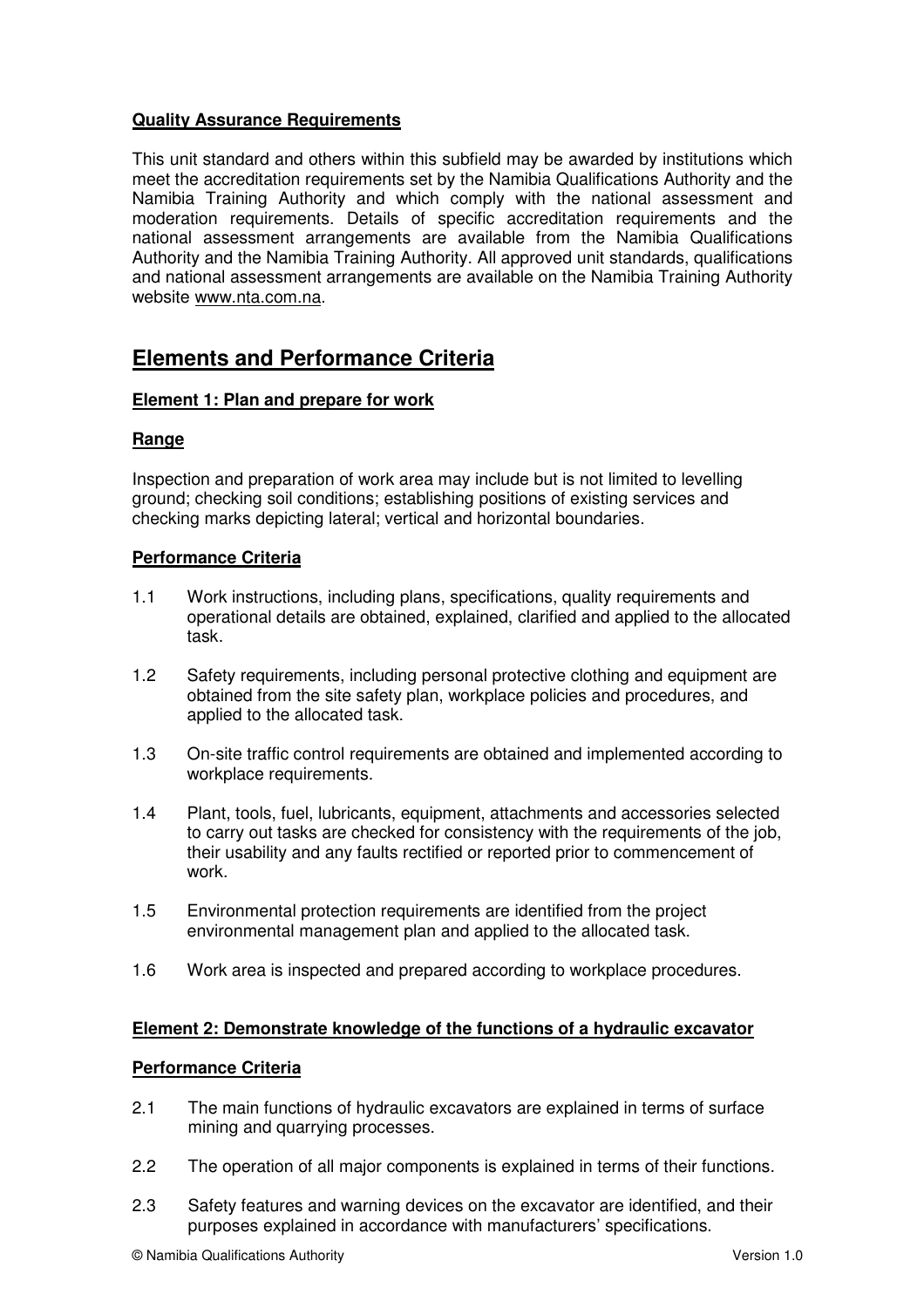**Quality Assurance Requirements**

This unit standard and others within this subfield may be awarded by institutions which meet the accreditation requirements set by the Namibia Qualifications Authority and the Namibia Training Authority and which comply with the national assessment and moderation requirements. Details of specific accreditation requirements and the national assessment arrangements are available from the Namibia Qualifications Authority and the Namibia Training Authority. All approved unit standards, qualifications and national assessment arrangements are available on the Namibia Training Authority website www.nta.com.na.

## Elements and Performance Criteria

**Element 1: Plan and prepare for work**

**Range**

Inspection and preparation of work area may include but is not limited to levelling ground; checking soil conditions; establishing positions of existing services and checking marks depicting lateral; vertical and horizontal boundaries.

**Performance Criteria**

1.1 Work instructions, including plans, specifications, quality requirements and operational details are obtained, explained, clarified and applied to the allocated task.

1.2 Safety requirements, including personal protective clothing and equipment are obtained from the site safety plan, workplace policies and procedures, and applied to the allocated task.

1.3 On-site traffic control requirements are obtained and implemented according to workplace requirements.

1.4 Plant, tools, fuel, lubricants, equipment, attachments and accessories selected to carry out tasks are checked for consistency with the requirements of the job, their usability and any faults rectified or reported prior to commencement of work.

1.5 Environmental protection requirements are identified from the project environmental management plan and applied to the allocated task.

1.6 Work area is inspected and prepared according to workplace procedures.

**Element 2: Demonstrate knowledge of the functions of a hydraulic excavator**

**Performance Criteria**

2.1 The main functions of hydraulic excavators are explained in terms of surface mining and quarrying processes.

2.2 The operation of all major components is explained in terms of their functions.

2.3 Safety features and warning devices on the excavator are identified, and their purposes explained in accordance with manufacturers' specifications.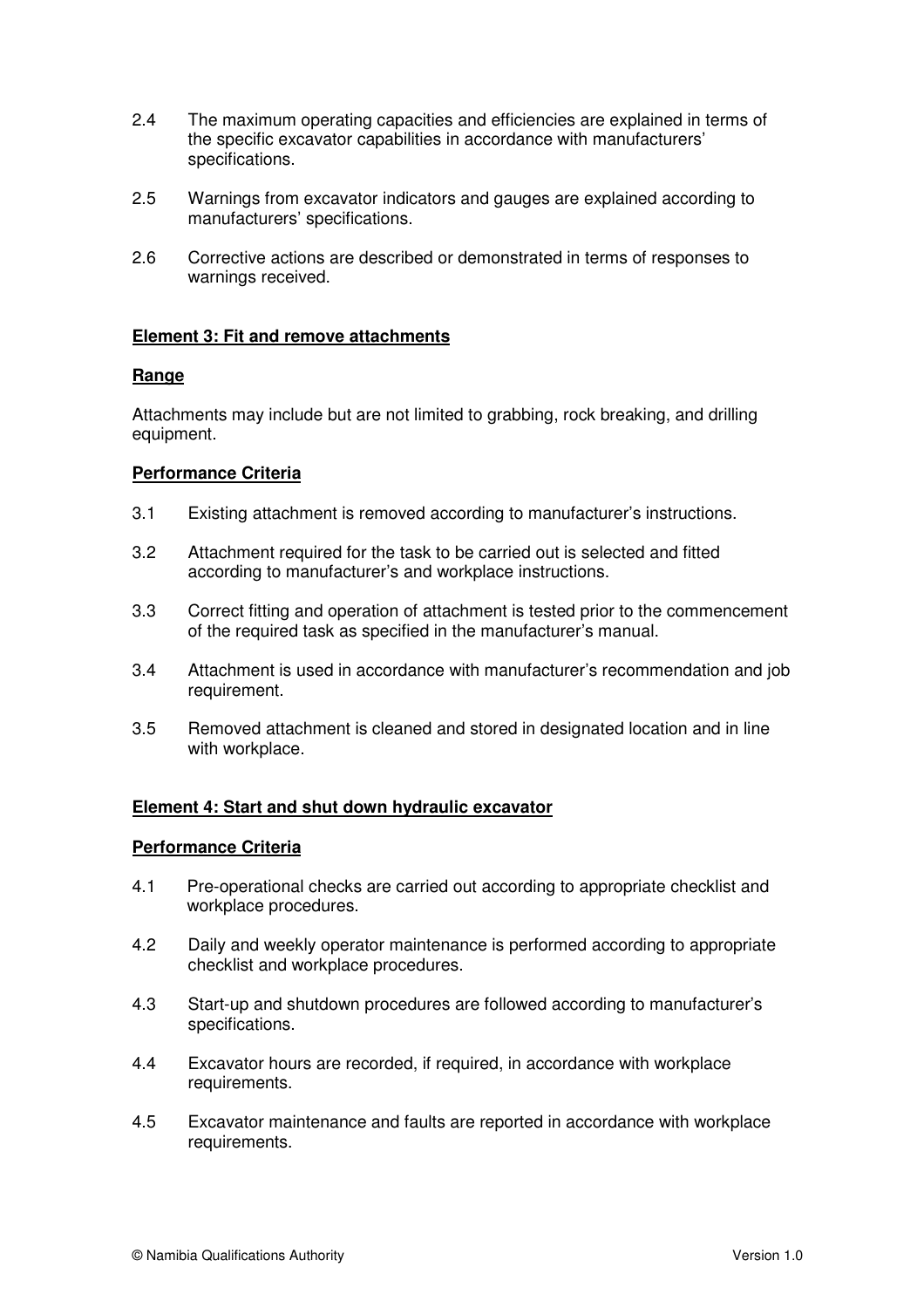2.4 The maximum operating capacities and efficiencies are explained in terms of the specific excavator capabilities in accordance with manufacturers' specifications.

2.5 Warnings from excavator indicators and gauges are explained according to manufacturers' specifications.

2.6 Corrective actions are described or demonstrated in terms of responses to warnings received.

**Element 3: Fit and remove attachments**

**Range**

Attachments may include but are not limited to grabbing, rock breaking, and drilling equipment.

**Performance Criteria**

3.1 Existing attachment is removed according to manufacturer's instructions.

3.2 Attachment required for the task to be carried out is selected and fitted according to manufacturer's and workplace instructions.

3.3 Correct fitting and operation of attachment is tested prior to the commencement of the required task as specified in the manufacturer's manual.

3.4 Attachment is used in accordance with manufacturer's recommendation and job requirement.

3.5 Removed attachment is cleaned and stored in designated location and in line with workplace.

**Element 4: Start and shut down hydraulic excavator**

**Performance Criteria**

4.1 Pre-operational checks are carried out according to appropriate checklist and workplace procedures.

4.2 Daily and weekly operator maintenance is performed according to appropriate checklist and workplace procedures.

4.3 Start-up and shutdown procedures are followed according to manufacturer's specifications.

4.4 Excavator hours are recorded, if required, in accordance with workplace requirements.

4.5 Excavator maintenance and faults are reported in accordance with workplace requirements.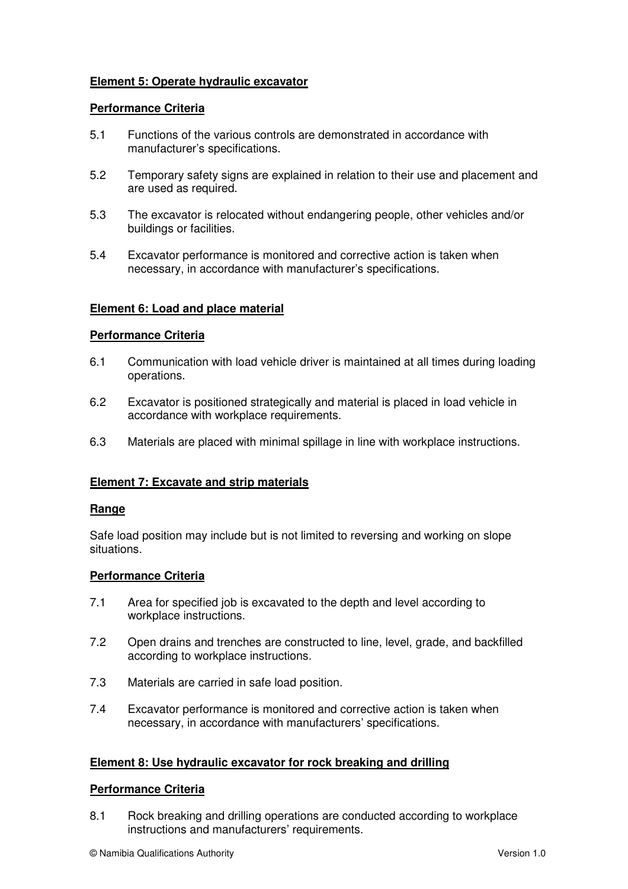**Element 5: Operate hydraulic excavator**

**Performance Criteria**

5.1 Functions of the various controls are demonstrated in accordance with manufacturer's specifications.

5.2 Temporary safety signs are explained in relation to their use and placement and are used as required.

5.3 The excavator is relocated without endangering people, other vehicles and/or buildings or facilities.

5.4 Excavator performance is monitored and corrective action is taken when necessary, in accordance with manufacturer's specifications.

**Element 6: Load and place material**

**Performance Criteria**

6.1 Communication with load vehicle driver is maintained at all times during loading operations.

6.2 Excavator is positioned strategically and material is placed in load vehicle in accordance with workplace requirements.

6.3 Materials are placed with minimal spillage in line with workplace instructions.

**Element 7: Excavate and strip materials**

**Range**

Safe load position may include but is not limited to reversing and working on slope situations.

**Performance Criteria**

7.1 Area for specified job is excavated to the depth and level according to workplace instructions.

7.2 Open drains and trenches are constructed to line, level, grade, and backfilled according to workplace instructions.

7.3 Materials are carried in safe load position.

7.4 Excavator performance is monitored and corrective action is taken when necessary, in accordance with manufacturers' specifications.

**Element 8: Use hydraulic excavator for rock breaking and drilling**

**Performance Criteria**

8.1 Rock breaking and drilling operations are conducted according to workplace instructions and manufacturers' requirements.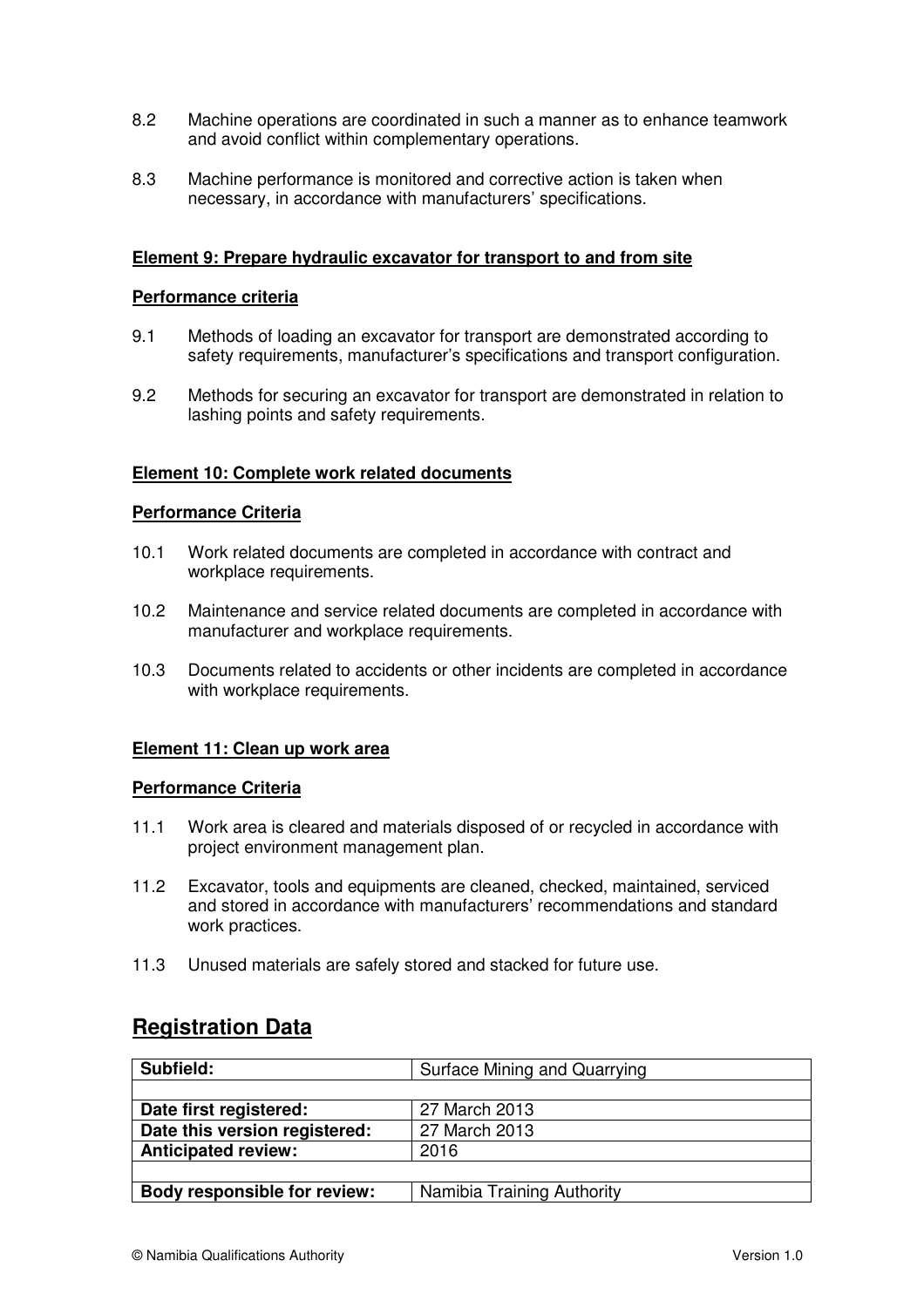8.2 Machine operations are coordinated in such a manner as to enhance teamwork and avoid conflict within complementary operations.

8.3 Machine performance is monitored and corrective action is taken when necessary, in accordance with manufacturers' specifications.

**Element 9: Prepare hydraulic excavator for transport to and from site**

**Performance criteria**

9.1 Methods of loading an excavator for transport are demonstrated according to safety requirements, manufacturer's specifications and transport configuration.

9.2 Methods for securing an excavator for transport are demonstrated in relation to lashing points and safety requirements.

**Element 10: Complete work related documents**

**Performance Criteria**

10.1 Work related documents are completed in accordance with contract and workplace requirements.

10.2 Maintenance and service related documents are completed in accordance with manufacturer and workplace requirements.

10.3 Documents related to accidents or other incidents are completed in accordance with workplace requirements.

**Element 11: Clean up work area**

**Performance Criteria**

11.1 Work area is cleared and materials disposed of or recycled in accordance with project environment management plan.

11.2 Excavator, tools and equipments are cleaned, checked, maintained, serviced and stored in accordance with manufacturers' recommendations and standard work practices.

11.3 Unused materials are safely stored and stacked for future use.

## Registration Data

| | |
|---|---|
| **Subfield:** | Surface Mining and Quarrying |
| | |
| **Date first registered:** | 27 March 2013 |
| **Date this version registered:** | 27 March 2013 |
| **Anticipated review:** | 2016 |
| | |
| **Body responsible for review:** | Namibia Training Authority |